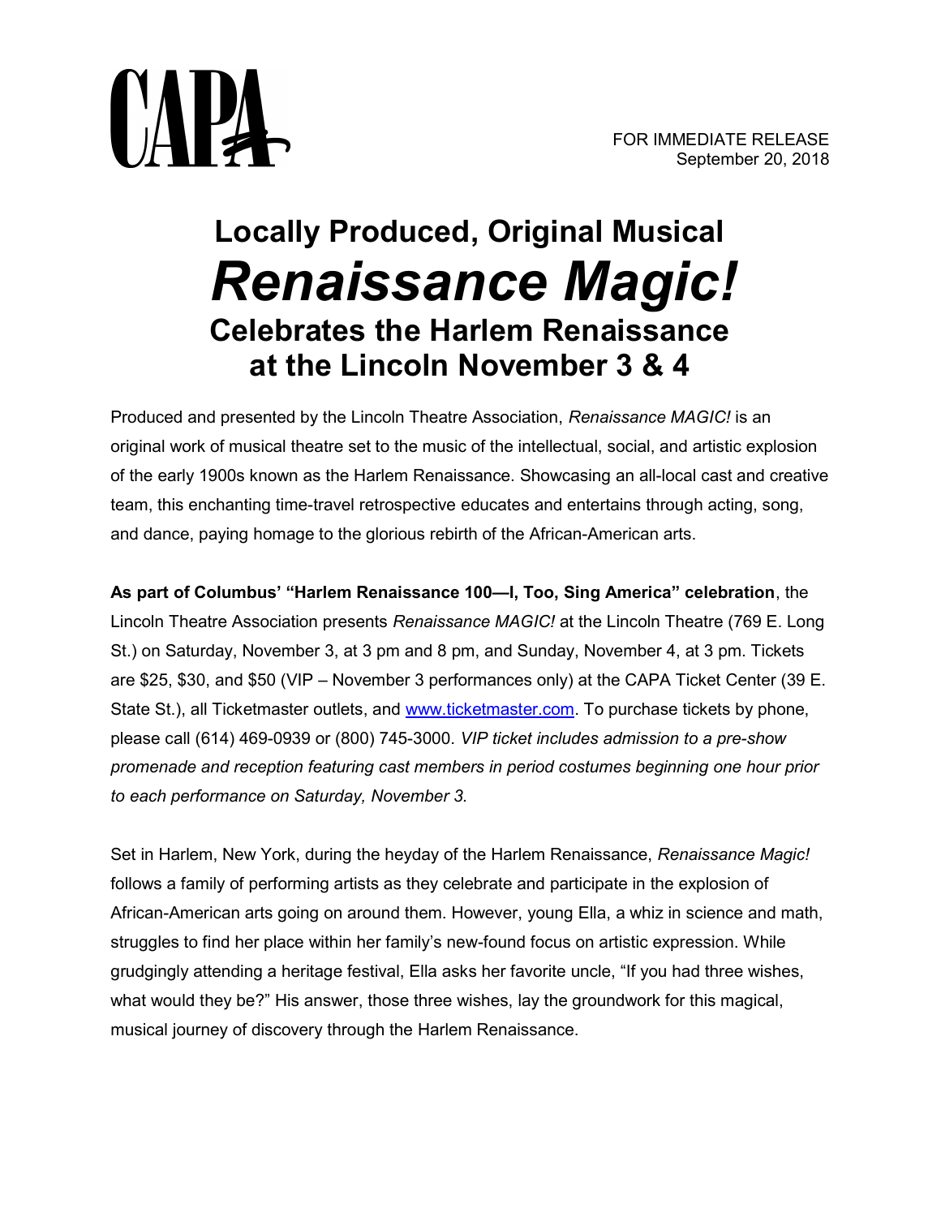CAPA

FOR IMMEDIATE RELEASE
September 20, 2018

# Locally Produced, Original Musical *Renaissance Magic!* Celebrates the Harlem Renaissance at the Lincoln November 3 & 4

Produced and presented by the Lincoln Theatre Association, *Renaissance MAGIC!* is an original work of musical theatre set to the music of the intellectual, social, and artistic explosion of the early 1900s known as the Harlem Renaissance. Showcasing an all-local cast and creative team, this enchanting time-travel retrospective educates and entertains through acting, song, and dance, paying homage to the glorious rebirth of the African-American arts.

**As part of Columbus' "Harlem Renaissance 100—I, Too, Sing America" celebration**, the Lincoln Theatre Association presents *Renaissance MAGIC!* at the Lincoln Theatre (769 E. Long St.) on Saturday, November 3, at 3 pm and 8 pm, and Sunday, November 4, at 3 pm. Tickets are $25, $30, and $50 (VIP – November 3 performances only) at the CAPA Ticket Center (39 E. State St.), all Ticketmaster outlets, and www.ticketmaster.com. To purchase tickets by phone, please call (614) 469-0939 or (800) 745-3000. *VIP ticket includes admission to a pre-show promenade and reception featuring cast members in period costumes beginning one hour prior to each performance on Saturday, November 3.*

Set in Harlem, New York, during the heyday of the Harlem Renaissance, *Renaissance Magic!* follows a family of performing artists as they celebrate and participate in the explosion of African-American arts going on around them. However, young Ella, a whiz in science and math, struggles to find her place within her family's new-found focus on artistic expression. While grudgingly attending a heritage festival, Ella asks her favorite uncle, "If you had three wishes, what would they be?" His answer, those three wishes, lay the groundwork for this magical, musical journey of discovery through the Harlem Renaissance.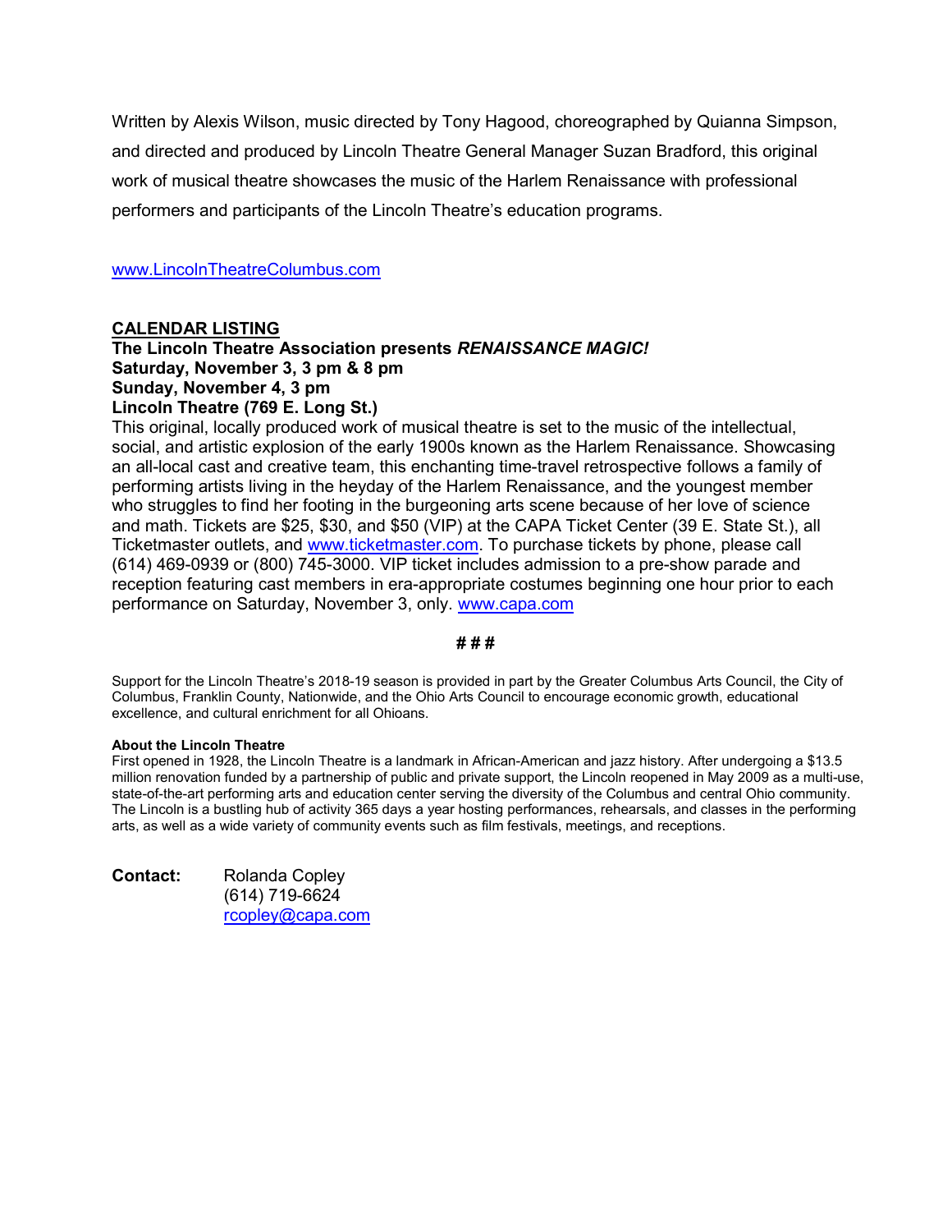Written by Alexis Wilson, music directed by Tony Hagood, choreographed by Quianna Simpson, and directed and produced by Lincoln Theatre General Manager Suzan Bradford, this original work of musical theatre showcases the music of the Harlem Renaissance with professional performers and participants of the Lincoln Theatre's education programs.

www.LincolnTheatreColumbus.com

**CALENDAR LISTING**

**The Lincoln Theatre Association presents *RENAISSANCE MAGIC!***
**Saturday, November 3, 3 pm & 8 pm**
**Sunday, November 4, 3 pm**
**Lincoln Theatre (769 E. Long St.)**

This original, locally produced work of musical theatre is set to the music of the intellectual, social, and artistic explosion of the early 1900s known as the Harlem Renaissance. Showcasing an all-local cast and creative team, this enchanting time-travel retrospective follows a family of performing artists living in the heyday of the Harlem Renaissance, and the youngest member who struggles to find her footing in the burgeoning arts scene because of her love of science and math. Tickets are $25, $30, and $50 (VIP) at the CAPA Ticket Center (39 E. State St.), all Ticketmaster outlets, and www.ticketmaster.com. To purchase tickets by phone, please call (614) 469-0939 or (800) 745-3000. VIP ticket includes admission to a pre-show parade and reception featuring cast members in era-appropriate costumes beginning one hour prior to each performance on Saturday, November 3, only. www.capa.com

**# # #**

Support for the Lincoln Theatre's 2018-19 season is provided in part by the Greater Columbus Arts Council, the City of Columbus, Franklin County, Nationwide, and the Ohio Arts Council to encourage economic growth, educational excellence, and cultural enrichment for all Ohioans.

**About the Lincoln Theatre**

First opened in 1928, the Lincoln Theatre is a landmark in African-American and jazz history. After undergoing a $13.5 million renovation funded by a partnership of public and private support, the Lincoln reopened in May 2009 as a multi-use, state-of-the-art performing arts and education center serving the diversity of the Columbus and central Ohio community. The Lincoln is a bustling hub of activity 365 days a year hosting performances, rehearsals, and classes in the performing arts, as well as a wide variety of community events such as film festivals, meetings, and receptions.

**Contact:** Rolanda Copley
(614) 719-6624
rcopley@capa.com